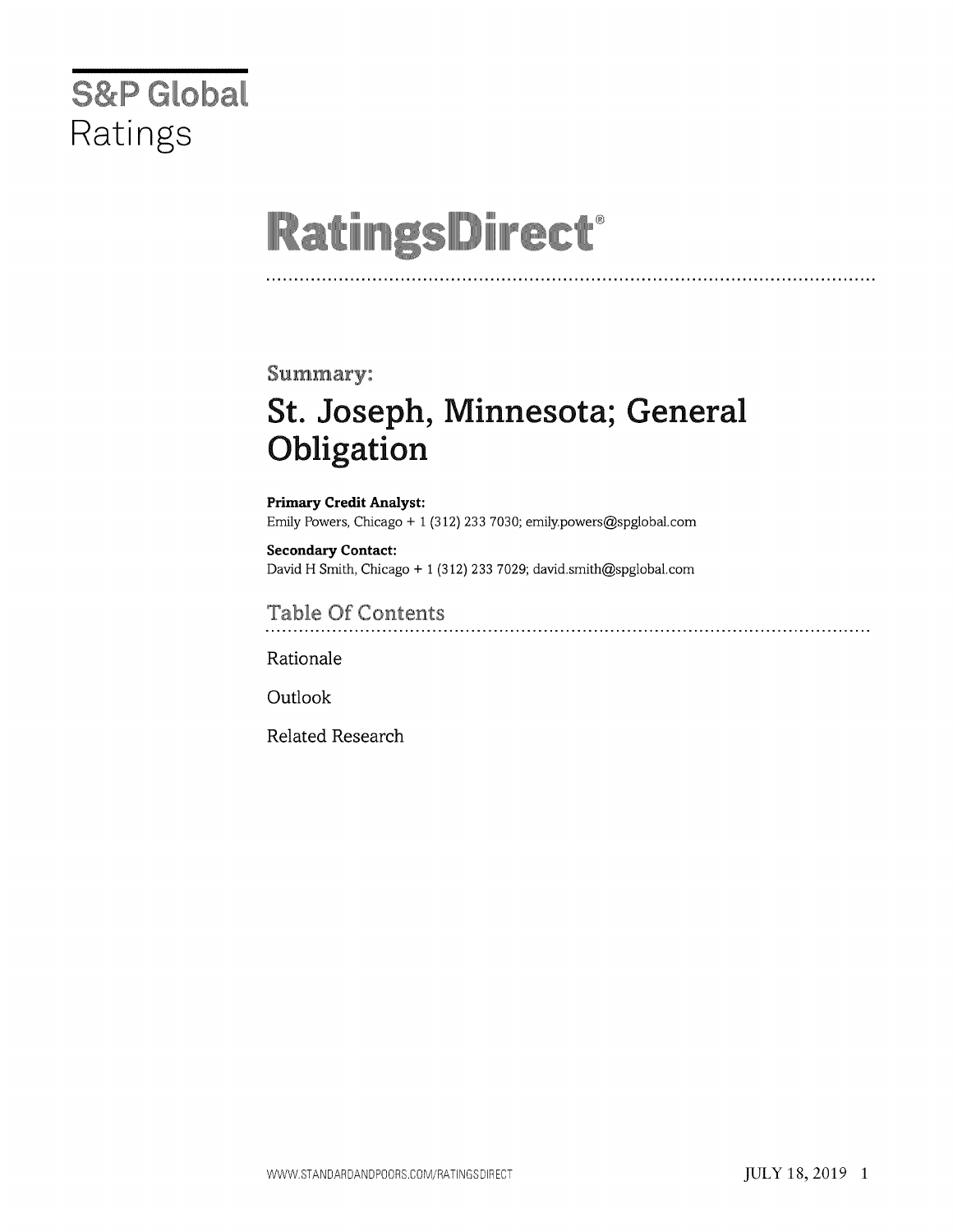# S&P Global Ratings

# RatingsDirect®

## Summary:

# St. Joseph, Minnesota; General Obligation

**Primary Credit Analyst:**
Emily Powers, Chicago + 1 (312) 233 7030; emily.powers@spglobal.com

**Secondary Contact:**
David H Smith, Chicago + 1 (312) 233 7029; david.smith@spglobal.com

## Table Of Contents

Rationale

Outlook

Related Research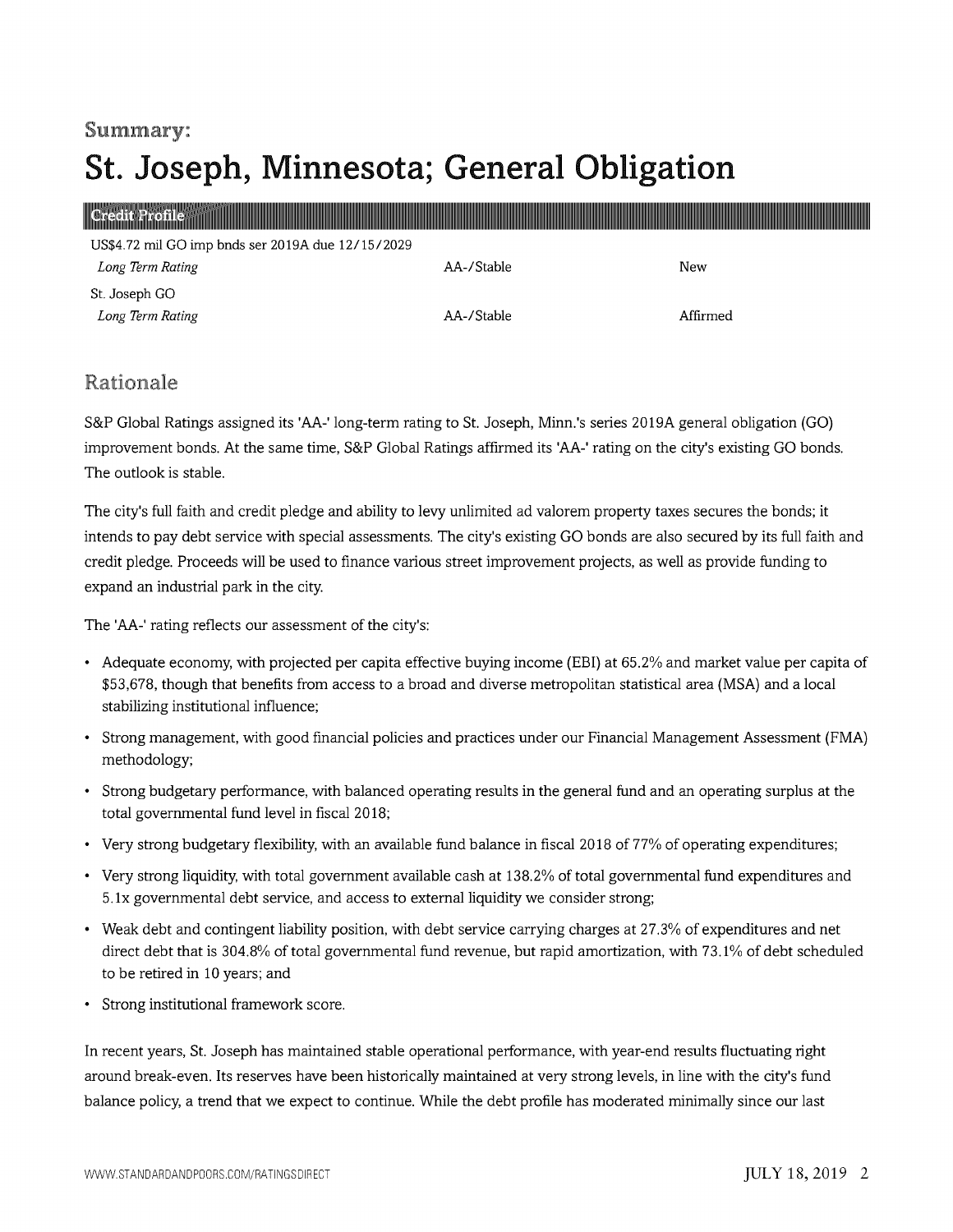# Summary:

# St. Joseph, Minnesota; General Obligation

| Credit Profile | | |
|---|---|---|
| US$4.72 mil GO imp bnds ser 2019A due 12/15/2029 | | |
| *Long Term Rating* | AA-/Stable | New |
| St. Joseph GO | | |
| *Long Term Rating* | AA-/Stable | Affirmed |

## Rationale

S&P Global Ratings assigned its 'AA-' long-term rating to St. Joseph, Minn.'s series 2019A general obligation (GO) improvement bonds. At the same time, S&P Global Ratings affirmed its 'AA-' rating on the city's existing GO bonds. The outlook is stable.

The city's full faith and credit pledge and ability to levy unlimited ad valorem property taxes secures the bonds; it intends to pay debt service with special assessments. The city's existing GO bonds are also secured by its full faith and credit pledge. Proceeds will be used to finance various street improvement projects, as well as provide funding to expand an industrial park in the city.

The 'AA-' rating reflects our assessment of the city's:

- Adequate economy, with projected per capita effective buying income (EBI) at 65.2% and market value per capita of $53,678, though that benefits from access to a broad and diverse metropolitan statistical area (MSA) and a local stabilizing institutional influence;
- Strong management, with good financial policies and practices under our Financial Management Assessment (FMA) methodology;
- Strong budgetary performance, with balanced operating results in the general fund and an operating surplus at the total governmental fund level in fiscal 2018;
- Very strong budgetary flexibility, with an available fund balance in fiscal 2018 of 77% of operating expenditures;
- Very strong liquidity, with total government available cash at 138.2% of total governmental fund expenditures and 5.1x governmental debt service, and access to external liquidity we consider strong;
- Weak debt and contingent liability position, with debt service carrying charges at 27.3% of expenditures and net direct debt that is 304.8% of total governmental fund revenue, but rapid amortization, with 73.1% of debt scheduled to be retired in 10 years; and
- Strong institutional framework score.

In recent years, St. Joseph has maintained stable operational performance, with year-end results fluctuating right around break-even. Its reserves have been historically maintained at very strong levels, in line with the city's fund balance policy, a trend that we expect to continue. While the debt profile has moderated minimally since our last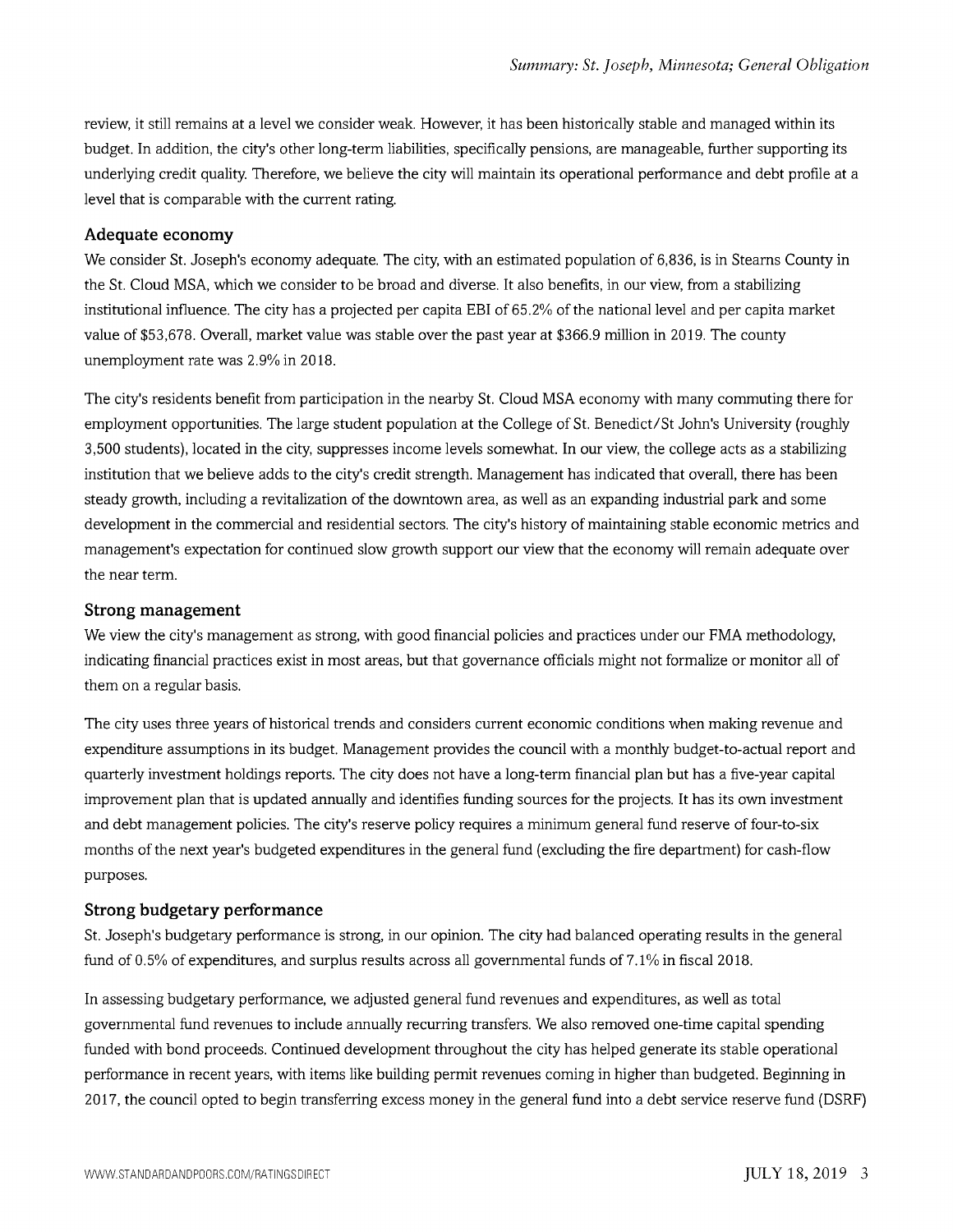review, it still remains at a level we consider weak. However, it has been historically stable and managed within its budget. In addition, the city's other long-term liabilities, specifically pensions, are manageable, further supporting its underlying credit quality. Therefore, we believe the city will maintain its operational performance and debt profile at a level that is comparable with the current rating.

### Adequate economy

We consider St. Joseph's economy adequate. The city, with an estimated population of 6,836, is in Stearns County in the St. Cloud MSA, which we consider to be broad and diverse. It also benefits, in our view, from a stabilizing institutional influence. The city has a projected per capita EBI of 65.2% of the national level and per capita market value of $53,678. Overall, market value was stable over the past year at $366.9 million in 2019. The county unemployment rate was 2.9% in 2018.

The city's residents benefit from participation in the nearby St. Cloud MSA economy with many commuting there for employment opportunities. The large student population at the College of St. Benedict/St John's University (roughly 3,500 students), located in the city, suppresses income levels somewhat. In our view, the college acts as a stabilizing institution that we believe adds to the city's credit strength. Management has indicated that overall, there has been steady growth, including a revitalization of the downtown area, as well as an expanding industrial park and some development in the commercial and residential sectors. The city's history of maintaining stable economic metrics and management's expectation for continued slow growth support our view that the economy will remain adequate over the near term.

### Strong management

We view the city's management as strong, with good financial policies and practices under our FMA methodology, indicating financial practices exist in most areas, but that governance officials might not formalize or monitor all of them on a regular basis.

The city uses three years of historical trends and considers current economic conditions when making revenue and expenditure assumptions in its budget. Management provides the council with a monthly budget-to-actual report and quarterly investment holdings reports. The city does not have a long-term financial plan but has a five-year capital improvement plan that is updated annually and identifies funding sources for the projects. It has its own investment and debt management policies. The city's reserve policy requires a minimum general fund reserve of four-to-six months of the next year's budgeted expenditures in the general fund (excluding the fire department) for cash-flow purposes.

### Strong budgetary performance

St. Joseph's budgetary performance is strong, in our opinion. The city had balanced operating results in the general fund of 0.5% of expenditures, and surplus results across all governmental funds of 7.1% in fiscal 2018.

In assessing budgetary performance, we adjusted general fund revenues and expenditures, as well as total governmental fund revenues to include annually recurring transfers. We also removed one-time capital spending funded with bond proceeds. Continued development throughout the city has helped generate its stable operational performance in recent years, with items like building permit revenues coming in higher than budgeted. Beginning in 2017, the council opted to begin transferring excess money in the general fund into a debt service reserve fund (DSRF)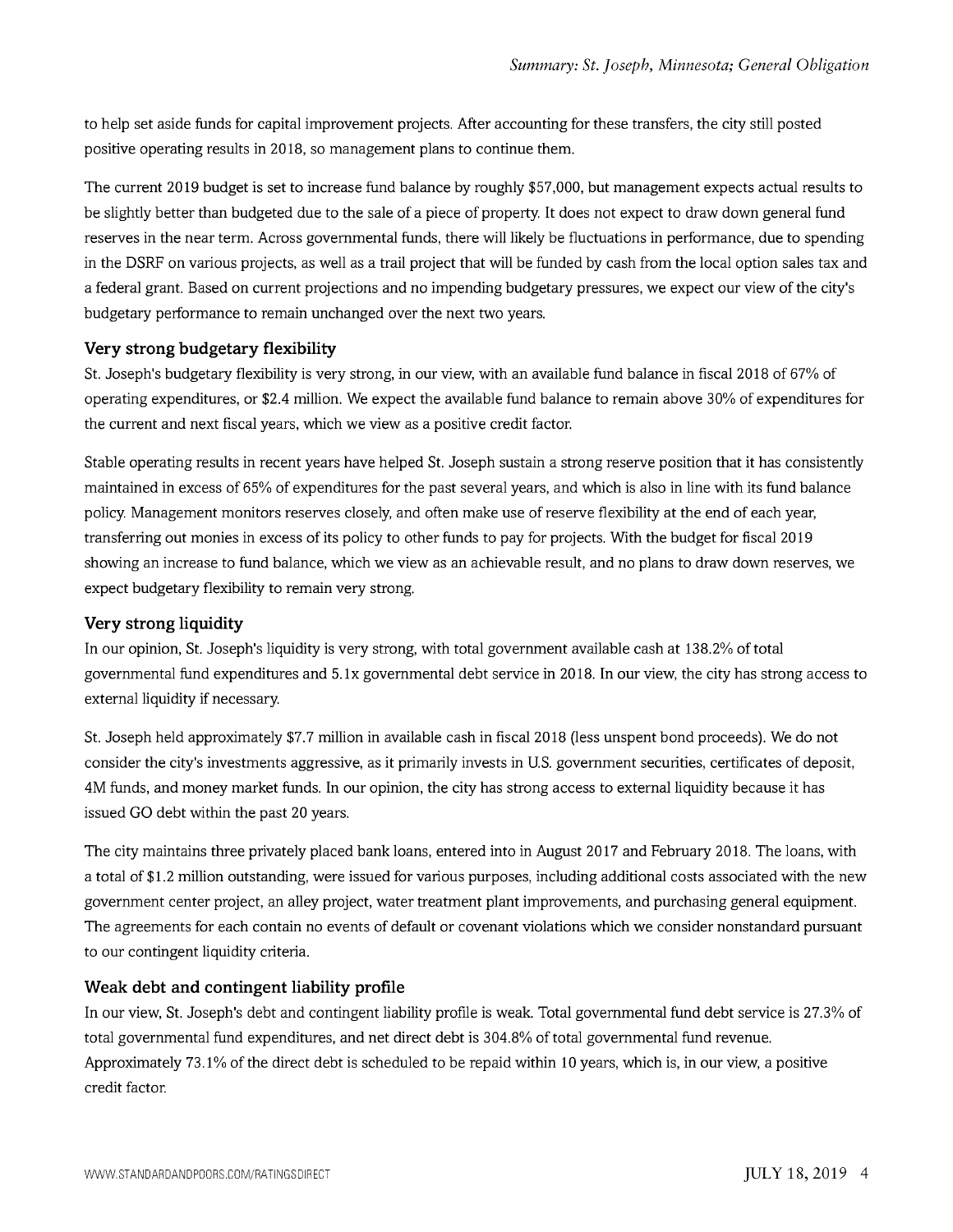to help set aside funds for capital improvement projects. After accounting for these transfers, the city still posted positive operating results in 2018, so management plans to continue them.

The current 2019 budget is set to increase fund balance by roughly $57,000, but management expects actual results to be slightly better than budgeted due to the sale of a piece of property. It does not expect to draw down general fund reserves in the near term. Across governmental funds, there will likely be fluctuations in performance, due to spending in the DSRF on various projects, as well as a trail project that will be funded by cash from the local option sales tax and a federal grant. Based on current projections and no impending budgetary pressures, we expect our view of the city's budgetary performance to remain unchanged over the next two years.

### Very strong budgetary flexibility

St. Joseph's budgetary flexibility is very strong, in our view, with an available fund balance in fiscal 2018 of 67% of operating expenditures, or $2.4 million. We expect the available fund balance to remain above 30% of expenditures for the current and next fiscal years, which we view as a positive credit factor.

Stable operating results in recent years have helped St. Joseph sustain a strong reserve position that it has consistently maintained in excess of 65% of expenditures for the past several years, and which is also in line with its fund balance policy. Management monitors reserves closely, and often make use of reserve flexibility at the end of each year, transferring out monies in excess of its policy to other funds to pay for projects. With the budget for fiscal 2019 showing an increase to fund balance, which we view as an achievable result, and no plans to draw down reserves, we expect budgetary flexibility to remain very strong.

### Very strong liquidity

In our opinion, St. Joseph's liquidity is very strong, with total government available cash at 138.2% of total governmental fund expenditures and 5.1x governmental debt service in 2018. In our view, the city has strong access to external liquidity if necessary.

St. Joseph held approximately $7.7 million in available cash in fiscal 2018 (less unspent bond proceeds). We do not consider the city's investments aggressive, as it primarily invests in U.S. government securities, certificates of deposit, 4M funds, and money market funds. In our opinion, the city has strong access to external liquidity because it has issued GO debt within the past 20 years.

The city maintains three privately placed bank loans, entered into in August 2017 and February 2018. The loans, with a total of $1.2 million outstanding, were issued for various purposes, including additional costs associated with the new government center project, an alley project, water treatment plant improvements, and purchasing general equipment. The agreements for each contain no events of default or covenant violations which we consider nonstandard pursuant to our contingent liquidity criteria.

### Weak debt and contingent liability profile

In our view, St. Joseph's debt and contingent liability profile is weak. Total governmental fund debt service is 27.3% of total governmental fund expenditures, and net direct debt is 304.8% of total governmental fund revenue. Approximately 73.1% of the direct debt is scheduled to be repaid within 10 years, which is, in our view, a positive credit factor.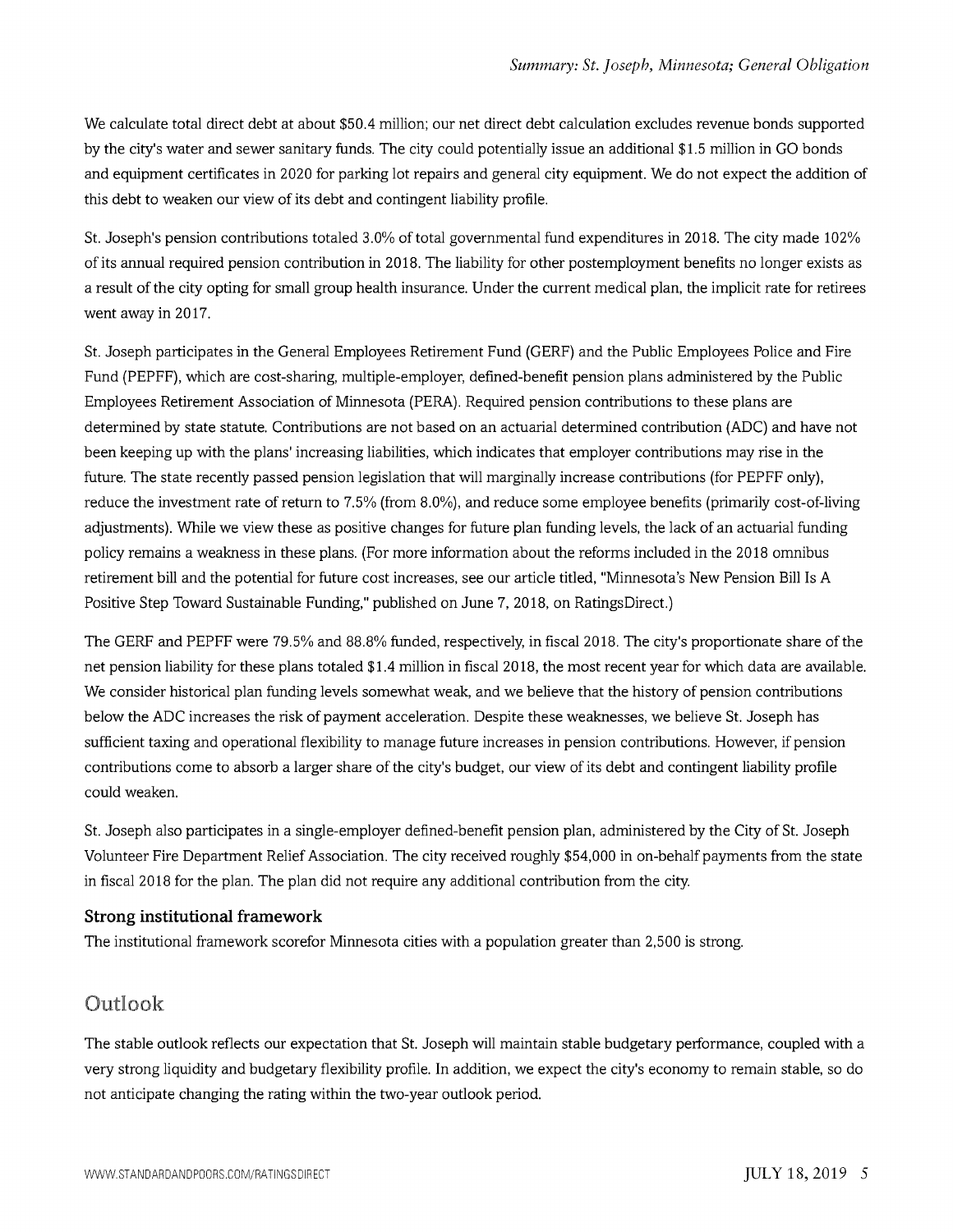We calculate total direct debt at about $50.4 million; our net direct debt calculation excludes revenue bonds supported by the city's water and sewer sanitary funds. The city could potentially issue an additional $1.5 million in GO bonds and equipment certificates in 2020 for parking lot repairs and general city equipment. We do not expect the addition of this debt to weaken our view of its debt and contingent liability profile.

St. Joseph's pension contributions totaled 3.0% of total governmental fund expenditures in 2018. The city made 102% of its annual required pension contribution in 2018. The liability for other postemployment benefits no longer exists as a result of the city opting for small group health insurance. Under the current medical plan, the implicit rate for retirees went away in 2017.

St. Joseph participates in the General Employees Retirement Fund (GERF) and the Public Employees Police and Fire Fund (PEPFF), which are cost-sharing, multiple-employer, defined-benefit pension plans administered by the Public Employees Retirement Association of Minnesota (PERA). Required pension contributions to these plans are determined by state statute. Contributions are not based on an actuarial determined contribution (ADC) and have not been keeping up with the plans' increasing liabilities, which indicates that employer contributions may rise in the future. The state recently passed pension legislation that will marginally increase contributions (for PEPFF only), reduce the investment rate of return to 7.5% (from 8.0%), and reduce some employee benefits (primarily cost-of-living adjustments). While we view these as positive changes for future plan funding levels, the lack of an actuarial funding policy remains a weakness in these plans. (For more information about the reforms included in the 2018 omnibus retirement bill and the potential for future cost increases, see our article titled, "Minnesota's New Pension Bill Is A Positive Step Toward Sustainable Funding," published on June 7, 2018, on RatingsDirect.)

The GERF and PEPFF were 79.5% and 88.8% funded, respectively, in fiscal 2018. The city's proportionate share of the net pension liability for these plans totaled $1.4 million in fiscal 2018, the most recent year for which data are available. We consider historical plan funding levels somewhat weak, and we believe that the history of pension contributions below the ADC increases the risk of payment acceleration. Despite these weaknesses, we believe St. Joseph has sufficient taxing and operational flexibility to manage future increases in pension contributions. However, if pension contributions come to absorb a larger share of the city's budget, our view of its debt and contingent liability profile could weaken.

St. Joseph also participates in a single-employer defined-benefit pension plan, administered by the City of St. Joseph Volunteer Fire Department Relief Association. The city received roughly $54,000 in on-behalf payments from the state in fiscal 2018 for the plan. The plan did not require any additional contribution from the city.

### Strong institutional framework

The institutional framework scorefor Minnesota cities with a population greater than 2,500 is strong.

## Outlook

The stable outlook reflects our expectation that St. Joseph will maintain stable budgetary performance, coupled with a very strong liquidity and budgetary flexibility profile. In addition, we expect the city's economy to remain stable, so do not anticipate changing the rating within the two-year outlook period.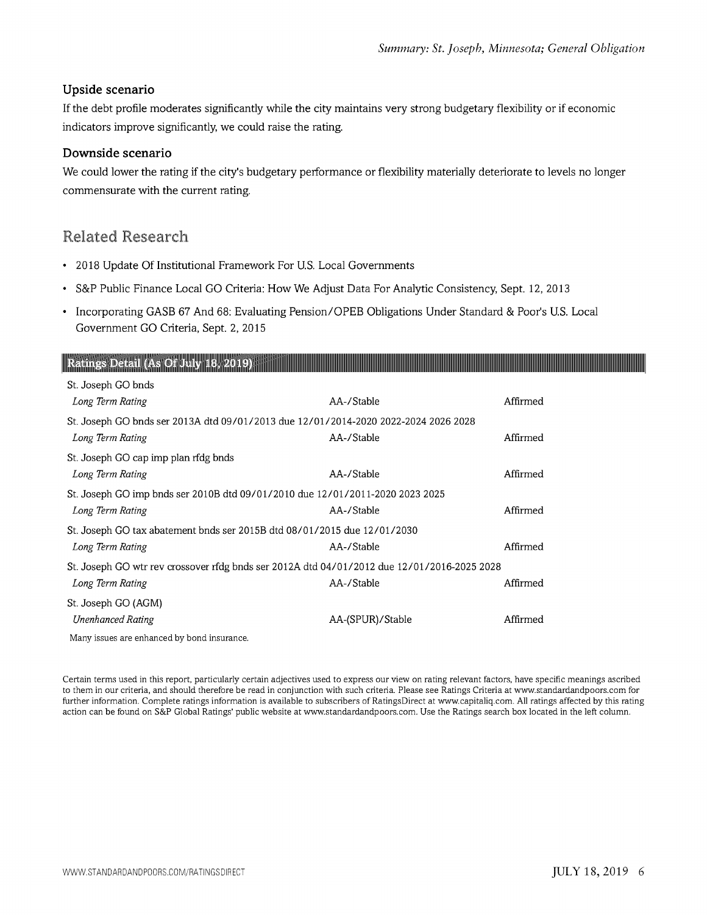### Upside scenario

If the debt profile moderates significantly while the city maintains very strong budgetary flexibility or if economic indicators improve significantly, we could raise the rating.

### Downside scenario

We could lower the rating if the city's budgetary performance or flexibility materially deteriorate to levels no longer commensurate with the current rating.

## Related Research

- 2018 Update Of Institutional Framework For U.S. Local Governments
- S&P Public Finance Local GO Criteria: How We Adjust Data For Analytic Consistency, Sept. 12, 2013
- Incorporating GASB 67 And 68: Evaluating Pension/OPEB Obligations Under Standard & Poor's U.S. Local Government GO Criteria, Sept. 2, 2015

| Ratings Detail (As Of July 18, 2019) | | |
|---|---|---|
| St. Joseph GO bnds | | |
| *Long Term Rating* | AA-/Stable | Affirmed |
| St. Joseph GO bnds ser 2013A dtd 09/01/2013 due 12/01/2014-2020 2022-2024 2026 2028 | | |
| *Long Term Rating* | AA-/Stable | Affirmed |
| St. Joseph GO cap imp plan rfdg bnds | | |
| *Long Term Rating* | AA-/Stable | Affirmed |
| St. Joseph GO imp bnds ser 2010B dtd 09/01/2010 due 12/01/2011-2020 2023 2025 | | |
| *Long Term Rating* | AA-/Stable | Affirmed |
| St. Joseph GO tax abatement bnds ser 2015B dtd 08/01/2015 due 12/01/2030 | | |
| *Long Term Rating* | AA-/Stable | Affirmed |
| St. Joseph GO wtr rev crossover rfdg bnds ser 2012A dtd 04/01/2012 due 12/01/2016-2025 2028 | | |
| *Long Term Rating* | AA-/Stable | Affirmed |
| St. Joseph GO (AGM) | | |
| *Unenhanced Rating* | AA-(SPUR)/Stable | Affirmed |
| Many issues are enhanced by bond insurance. | | |

Certain terms used in this report, particularly certain adjectives used to express our view on rating relevant factors, have specific meanings ascribed to them in our criteria, and should therefore be read in conjunction with such criteria. Please see Ratings Criteria at www.standardandpoors.com for further information. Complete ratings information is available to subscribers of RatingsDirect at www.capitaliq.com. All ratings affected by this rating action can be found on S&P Global Ratings' public website at www.standardandpoors.com. Use the Ratings search box located in the left column.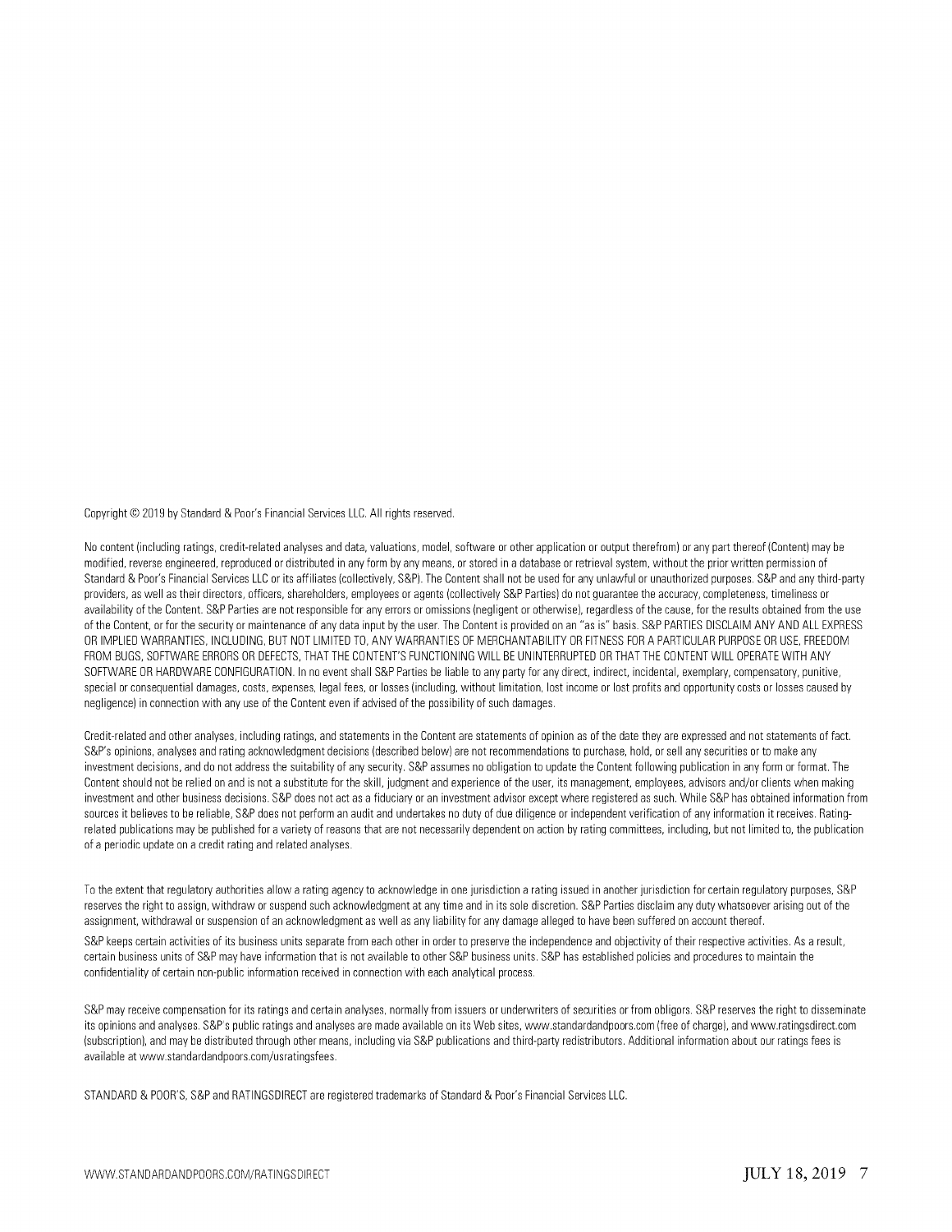Copyright © 2019 by Standard & Poor's Financial Services LLC. All rights reserved.

No content (including ratings, credit-related analyses and data, valuations, model, software or other application or output therefrom) or any part thereof (Content) may be modified, reverse engineered, reproduced or distributed in any form by any means, or stored in a database or retrieval system, without the prior written permission of Standard & Poor's Financial Services LLC or its affiliates (collectively, S&P). The Content shall not be used for any unlawful or unauthorized purposes. S&P and any third-party providers, as well as their directors, officers, shareholders, employees or agents (collectively S&P Parties) do not guarantee the accuracy, completeness, timeliness or availability of the Content. S&P Parties are not responsible for any errors or omissions (negligent or otherwise), regardless of the cause, for the results obtained from the use of the Content, or for the security or maintenance of any data input by the user. The Content is provided on an "as is" basis. S&P PARTIES DISCLAIM ANY AND ALL EXPRESS OR IMPLIED WARRANTIES, INCLUDING, BUT NOT LIMITED TO, ANY WARRANTIES OF MERCHANTABILITY OR FITNESS FOR A PARTICULAR PURPOSE OR USE, FREEDOM FROM BUGS, SOFTWARE ERRORS OR DEFECTS, THAT THE CONTENT'S FUNCTIONING WILL BE UNINTERRUPTED OR THAT THE CONTENT WILL OPERATE WITH ANY SOFTWARE OR HARDWARE CONFIGURATION. In no event shall S&P Parties be liable to any party for any direct, indirect, incidental, exemplary, compensatory, punitive, special or consequential damages, costs, expenses, legal fees, or losses (including, without limitation, lost income or lost profits and opportunity costs or losses caused by negligence) in connection with any use of the Content even if advised of the possibility of such damages.

Credit-related and other analyses, including ratings, and statements in the Content are statements of opinion as of the date they are expressed and not statements of fact. S&P's opinions, analyses and rating acknowledgment decisions (described below) are not recommendations to purchase, hold, or sell any securities or to make any investment decisions, and do not address the suitability of any security. S&P assumes no obligation to update the Content following publication in any form or format. The Content should not be relied on and is not a substitute for the skill, judgment and experience of the user, its management, employees, advisors and/or clients when making investment and other business decisions. S&P does not act as a fiduciary or an investment advisor except where registered as such. While S&P has obtained information from sources it believes to be reliable, S&P does not perform an audit and undertakes no duty of due diligence or independent verification of any information it receives. Rating-related publications may be published for a variety of reasons that are not necessarily dependent on action by rating committees, including, but not limited to, the publication of a periodic update on a credit rating and related analyses.

To the extent that regulatory authorities allow a rating agency to acknowledge in one jurisdiction a rating issued in another jurisdiction for certain regulatory purposes, S&P reserves the right to assign, withdraw or suspend such acknowledgment at any time and in its sole discretion. S&P Parties disclaim any duty whatsoever arising out of the assignment, withdrawal or suspension of an acknowledgment as well as any liability for any damage alleged to have been suffered on account thereof.

S&P keeps certain activities of its business units separate from each other in order to preserve the independence and objectivity of their respective activities. As a result, certain business units of S&P may have information that is not available to other S&P business units. S&P has established policies and procedures to maintain the confidentiality of certain non-public information received in connection with each analytical process.

S&P may receive compensation for its ratings and certain analyses, normally from issuers or underwriters of securities or from obligors. S&P reserves the right to disseminate its opinions and analyses. S&P's public ratings and analyses are made available on its Web sites, www.standardandpoors.com (free of charge), and www.ratingsdirect.com (subscription), and may be distributed through other means, including via S&P publications and third-party redistributors. Additional information about our ratings fees is available at www.standardandpoors.com/usratingsfees.

STANDARD & POOR'S, S&P and RATINGSDIRECT are registered trademarks of Standard & Poor's Financial Services LLC.